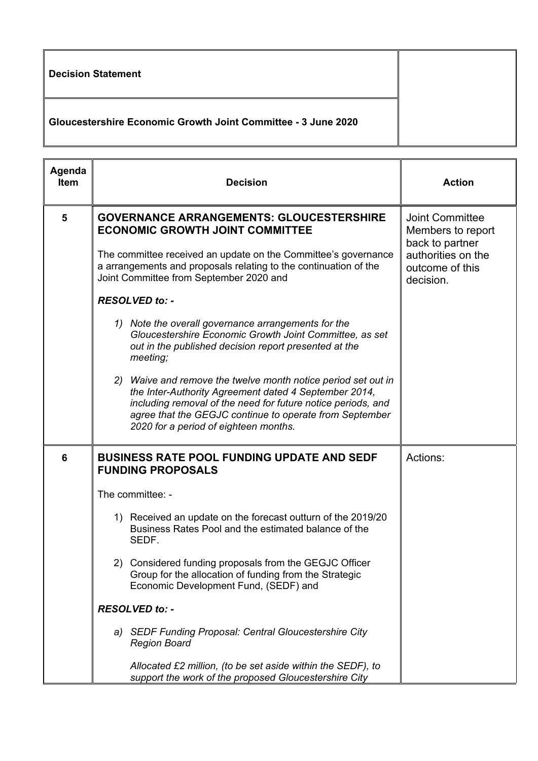| Decision Statement | |
|---|---|
| **Gloucestershire Economic Growth Joint Committee - 3 June 2020** | |

| Agenda Item | Decision | Action |
|---|---|---|
| **5** | **GOVERNANCE ARRANGEMENTS: GLOUCESTERSHIRE ECONOMIC GROWTH JOINT COMMITTEE**<br><br>The committee received an update on the Committee's governance a arrangements and proposals relating to the continuation of the Joint Committee from September 2020 and<br><br>***RESOLVED to: -***<br><br>*1) Note the overall governance arrangements for the Gloucestershire Economic Growth Joint Committee, as set out in the published decision report presented at the meeting;*<br><br>*2) Waive and remove the twelve month notice period set out in the Inter-Authority Agreement dated 4 September 2014, including removal of the need for future notice periods, and agree that the GEGJC continue to operate from September 2020 for a period of eighteen months.* | Joint Committee Members to report back to partner authorities on the outcome of this decision. |
| **6** | **BUSINESS RATE POOL FUNDING UPDATE AND SEDF FUNDING PROPOSALS**<br><br>The committee: -<br><br>1) Received an update on the forecast outturn of the 2019/20 Business Rates Pool and the estimated balance of the SEDF.<br><br>2) Considered funding proposals from the GEGJC Officer Group for the allocation of funding from the Strategic Economic Development Fund, (SEDF) and<br><br>***RESOLVED to: -***<br><br>*a) SEDF Funding Proposal: Central Gloucestershire City Region Board*<br><br>*Allocated £2 million, (to be set aside within the SEDF), to support the work of the proposed Gloucestershire City* | Actions: |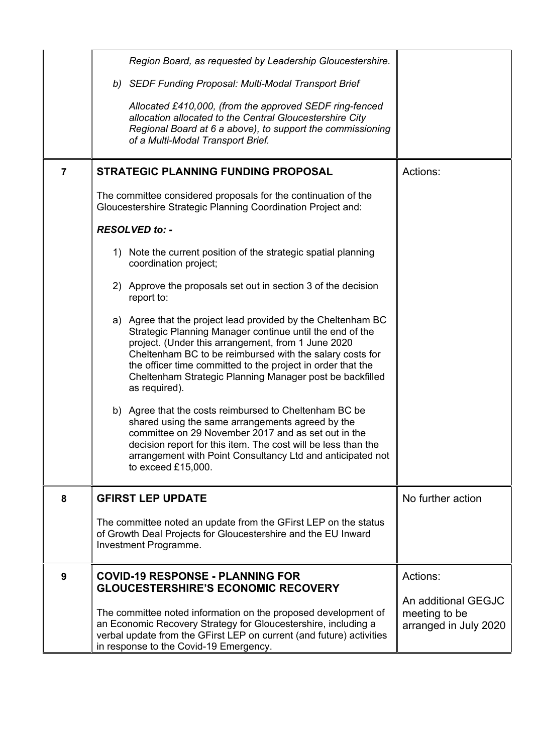| | | |
|---|---|---|
| | *Region Board, as requested by Leadership Gloucestershire.*<br><br>*b) SEDF Funding Proposal: Multi-Modal Transport Brief*<br><br>*Allocated £410,000, (from the approved SEDF ring-fenced allocation allocated to the Central Gloucestershire City Regional Board at 6 a above), to support the commissioning of a Multi-Modal Transport Brief.* | |
| **7** | **STRATEGIC PLANNING FUNDING PROPOSAL**<br><br>The committee considered proposals for the continuation of the Gloucestershire Strategic Planning Coordination Project and:<br><br>***RESOLVED to: -***<br><br>1) Note the current position of the strategic spatial planning coordination project;<br><br>2) Approve the proposals set out in section 3 of the decision report to:<br><br>a) Agree that the project lead provided by the Cheltenham BC Strategic Planning Manager continue until the end of the project. (Under this arrangement, from 1 June 2020 Cheltenham BC to be reimbursed with the salary costs for the officer time committed to the project in order that the Cheltenham Strategic Planning Manager post be backfilled as required).<br><br>b) Agree that the costs reimbursed to Cheltenham BC be shared using the same arrangements agreed by the committee on 29 November 2017 and as set out in the decision report for this item. The cost will be less than the arrangement with Point Consultancy Ltd and anticipated not to exceed £15,000. | Actions: |
| **8** | **GFIRST LEP UPDATE**<br><br>The committee noted an update from the GFirst LEP on the status of Growth Deal Projects for Gloucestershire and the EU Inward Investment Programme. | No further action |
| **9** | **COVID-19 RESPONSE - PLANNING FOR GLOUCESTERSHIRE'S ECONOMIC RECOVERY**<br><br>The committee noted information on the proposed development of an Economic Recovery Strategy for Gloucestershire, including a verbal update from the GFirst LEP on current (and future) activities in response to the Covid-19 Emergency. | Actions:<br><br>An additional GEGJC meeting to be arranged in July 2020 |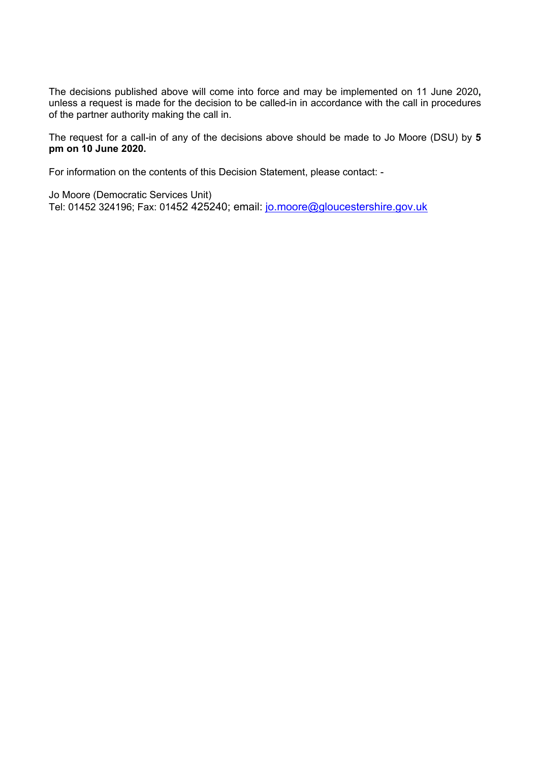The decisions published above will come into force and may be implemented on 11 June 2020**,** unless a request is made for the decision to be called-in in accordance with the call in procedures of the partner authority making the call in.

The request for a call-in of any of the decisions above should be made to Jo Moore (DSU) by **5 pm on 10 June 2020.**

For information on the contents of this Decision Statement, please contact: -

Jo Moore (Democratic Services Unit)
Tel: 01452 324196; Fax: 01452 425240; email: jo.moore@gloucestershire.gov.uk